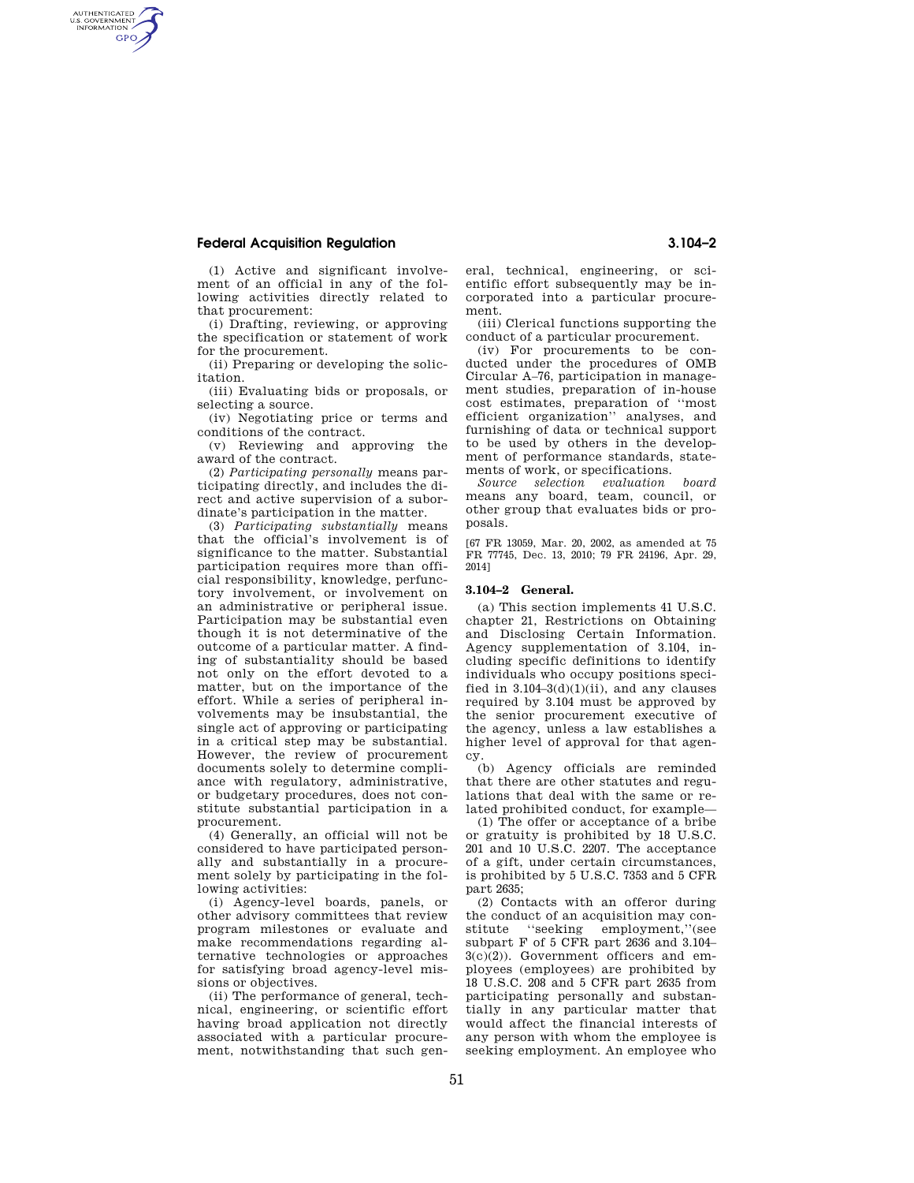(1) Active and significant involvement of an official in any of the following activities directly related to that procurement:

(i) Drafting, reviewing, or approving the specification or statement of work for the procurement.

(ii) Preparing or developing the solicitation.

(iii) Evaluating bids or proposals, or selecting a source.

(iv) Negotiating price or terms and conditions of the contract.

(v) Reviewing and approving the award of the contract.

(2) *Participating personally* means participating directly, and includes the direct and active supervision of a subordinate's participation in the matter.

(3) *Participating substantially* means that the official's involvement is of significance to the matter. Substantial participation requires more than official responsibility, knowledge, perfunctory involvement, or involvement on an administrative or peripheral issue. Participation may be substantial even though it is not determinative of the outcome of a particular matter. A finding of substantiality should be based not only on the effort devoted to a matter, but on the importance of the effort. While a series of peripheral involvements may be insubstantial, the single act of approving or participating in a critical step may be substantial. However, the review of procurement documents solely to determine compliance with regulatory, administrative, or budgetary procedures, does not constitute substantial participation in a procurement.

(4) Generally, an official will not be considered to have participated personally and substantially in a procurement solely by participating in the following activities:

(i) Agency-level boards, panels, or other advisory committees that review program milestones or evaluate and make recommendations regarding alternative technologies or approaches for satisfying broad agency-level missions or objectives.

(ii) The performance of general, technical, engineering, or scientific effort having broad application not directly associated with a particular procurement, notwithstanding that such general, technical, engineering, or scientific effort subsequently may be incorporated into a particular procurement.

(iii) Clerical functions supporting the conduct of a particular procurement.

(iv) For procurements to be conducted under the procedures of OMB Circular A–76, participation in management studies, preparation of in-house cost estimates, preparation of "most efficient organization" analyses, and furnishing of data or technical support to be used by others in the development of performance standards, statements of work, or specifications.

*Source selection evaluation board* means any board, team, council, or other group that evaluates bids or proposals.

[67 FR 13059, Mar. 20, 2002, as amended at 75 FR 77745, Dec. 13, 2010; 79 FR 24196, Apr. 29, 2014]

### 3.104–2 General.

(a) This section implements 41 U.S.C. chapter 21, Restrictions on Obtaining and Disclosing Certain Information. Agency supplementation of 3.104, including specific definitions to identify individuals who occupy positions specified in 3.104–3(d)(1)(ii), and any clauses required by 3.104 must be approved by the senior procurement executive of the agency, unless a law establishes a higher level of approval for that agency.

(b) Agency officials are reminded that there are other statutes and regulations that deal with the same or related prohibited conduct, for example—

(1) The offer or acceptance of a bribe or gratuity is prohibited by 18 U.S.C. 201 and 10 U.S.C. 2207. The acceptance of a gift, under certain circumstances, is prohibited by 5 U.S.C. 7353 and 5 CFR part 2635;

(2) Contacts with an offeror during the conduct of an acquisition may constitute "seeking employment,"(see subpart F of 5 CFR part 2636 and 3.104–3(c)(2)). Government officers and employees (employees) are prohibited by 18 U.S.C. 208 and 5 CFR part 2635 from participating personally and substantially in any particular matter that would affect the financial interests of any person with whom the employee is seeking employment. An employee who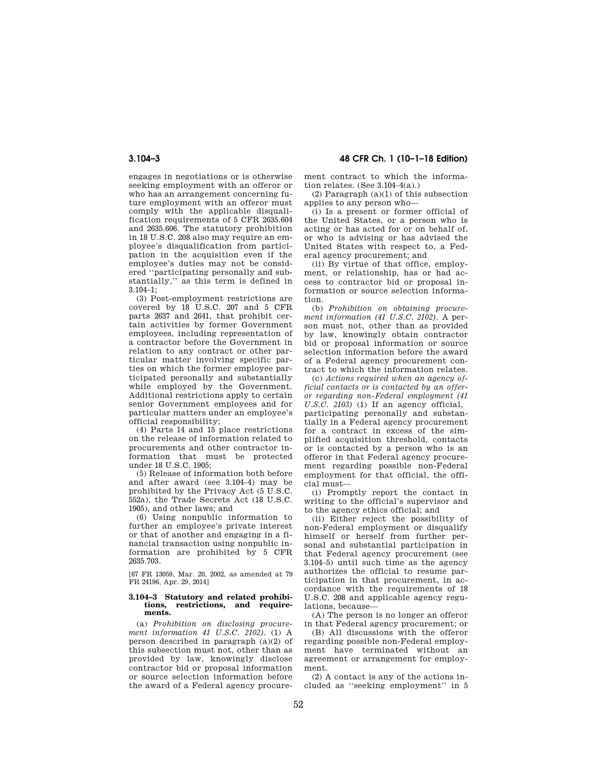engages in negotiations or is otherwise seeking employment with an offeror or who has an arrangement concerning future employment with an offeror must comply with the applicable disqualification requirements of 5 CFR 2635.604 and 2635.606. The statutory prohibition in 18 U.S.C. 208 also may require an employee's disqualification from participation in the acquisition even if the employee's duties may not be considered "participating personally and substantially," as this term is defined in 3.104–1;

(3) Post-employment restrictions are covered by 18 U.S.C. 207 and 5 CFR parts 2637 and 2641, that prohibit certain activities by former Government employees, including representation of a contractor before the Government in relation to any contract or other particular matter involving specific parties on which the former employee participated personally and substantially while employed by the Government. Additional restrictions apply to certain senior Government employees and for particular matters under an employee's official responsibility;

(4) Parts 14 and 15 place restrictions on the release of information related to procurements and other contractor information that must be protected under 18 U.S.C. 1905;

(5) Release of information both before and after award (see 3.104–4) may be prohibited by the Privacy Act (5 U.S.C. 552a), the Trade Secrets Act (18 U.S.C. 1905), and other laws; and

(6) Using nonpublic information to further an employee's private interest or that of another and engaging in a financial transaction using nonpublic information are prohibited by 5 CFR 2635.703.

[67 FR 13059, Mar. 20, 2002, as amended at 79 FR 24196, Apr. 29, 2014]

### 3.104–3 Statutory and related prohibitions, restrictions, and requirements.

(a) *Prohibition on disclosing procurement information 41 U.S.C. 2102).* (1) A person described in paragraph (a)(2) of this subsection must not, other than as provided by law, knowingly disclose contractor bid or proposal information or source selection information before the award of a Federal agency procurement contract to which the information relates. (See 3.104–4(a).)

(2) Paragraph (a)(1) of this subsection applies to any person who—

(i) Is a present or former official of the United States, or a person who is acting or has acted for or on behalf of, or who is advising or has advised the United States with respect to, a Federal agency procurement; and

(ii) By virtue of that office, employment, or relationship, has or had access to contractor bid or proposal information or source selection information.

(b) *Prohibition on obtaining procurement information (41 U.S.C. 2102).* A person must not, other than as provided by law, knowingly obtain contractor bid or proposal information or source selection information before the award of a Federal agency procurement contract to which the information relates.

(c) *Actions required when an agency official contacts or is contacted by an offeror regarding non-Federal employment (41 U.S.C. 2103)* (1) If an agency official, participating personally and substantially in a Federal agency procurement for a contract in excess of the simplified acquisition threshold, contacts or is contacted by a person who is an offeror in that Federal agency procurement regarding possible non-Federal employment for that official, the official must—

(i) Promptly report the contact in writing to the official's supervisor and to the agency ethics official; and

(ii) Either reject the possibility of non-Federal employment or disqualify himself or herself from further personal and substantial participation in that Federal agency procurement (see 3.104–5) until such time as the agency authorizes the official to resume participation in that procurement, in accordance with the requirements of 18 U.S.C. 208 and applicable agency regulations, because—

(A) The person is no longer an offeror in that Federal agency procurement; or

(B) All discussions with the offeror regarding possible non-Federal employment have terminated without an agreement or arrangement for employment.

(2) A contact is any of the actions included as "seeking employment" in 5